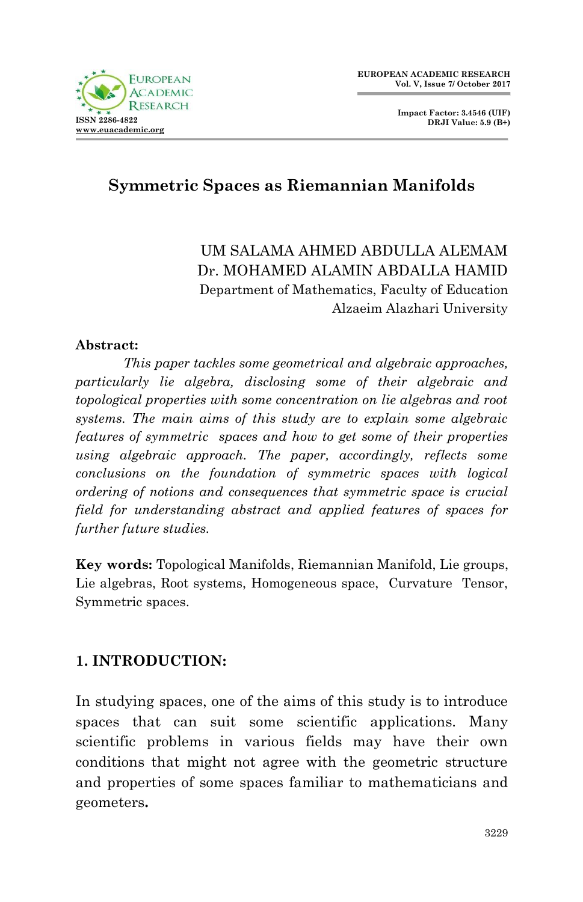# Symmetric Spaces as Riemannian Manifolds

UM SALAMA AHMED ABDULLA ALEMAM
Dr. MOHAMED ALAMIN ABDALLA HAMID
Department of Mathematics, Faculty of Education
Alzaeim Alazhari University

**Abstract:**

*This paper tackles some geometrical and algebraic approaches, particularly lie algebra, disclosing some of their algebraic and topological properties with some concentration on lie algebras and root systems. The main aims of this study are to explain some algebraic features of symmetric spaces and how to get some of their properties using algebraic approach. The paper, accordingly, reflects some conclusions on the foundation of symmetric spaces with logical ordering of notions and consequences that symmetric space is crucial field for understanding abstract and applied features of spaces for further future studies.*

**Key words:** Topological Manifolds, Riemannian Manifold, Lie groups, Lie algebras, Root systems, Homogeneous space, Curvature Tensor, Symmetric spaces.

## 1. INTRODUCTION:

In studying spaces, one of the aims of this study is to introduce spaces that can suit some scientific applications. Many scientific problems in various fields may have their own conditions that might not agree with the geometric structure and properties of some spaces familiar to mathematicians and geometers**.**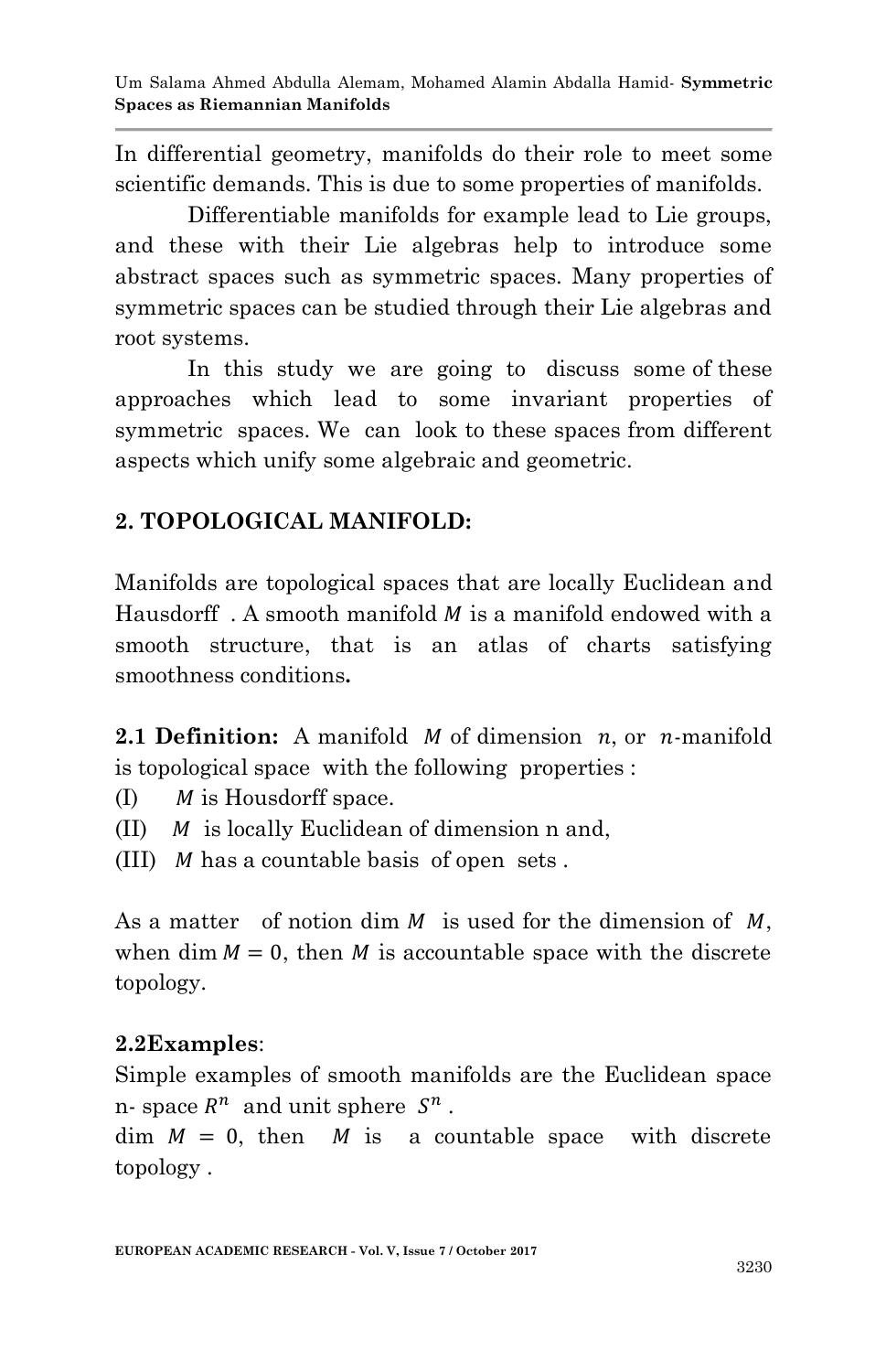In differential geometry, manifolds do their role to meet some scientific demands. This is due to some properties of manifolds.

Differentiable manifolds for example lead to Lie groups, and these with their Lie algebras help to introduce some abstract spaces such as symmetric spaces. Many properties of symmetric spaces can be studied through their Lie algebras and root systems.

In this study we are going to discuss some of these approaches which lead to some invariant properties of symmetric spaces. We can look to these spaces from different aspects which unify some algebraic and geometric.

## 2. TOPOLOGICAL MANIFOLD:

Manifolds are topological spaces that are locally Euclidean and Hausdorff . A smooth manifold $M$ is a manifold endowed with a smooth structure, that is an atlas of charts satisfying smoothness conditions**.**

**2.1 Definition:** A manifold $M$ of dimension $n$, or $n$-manifold is topological space with the following properties :

(I) $M$ is Housdorff space.

(II) $M$ is locally Euclidean of dimension n and,

(III) $M$ has a countable basis of open sets .

As a matter of notion dim $M$ is used for the dimension of $M$, when $\dim M = 0$, then $M$ is accountable space with the discrete topology.

**2.2Examples**:

Simple examples of smooth manifolds are the Euclidean space n- space $R^n$ and unit sphere $S^n$ .

dim $M = 0$, then $M$ is a countable space with discrete topology .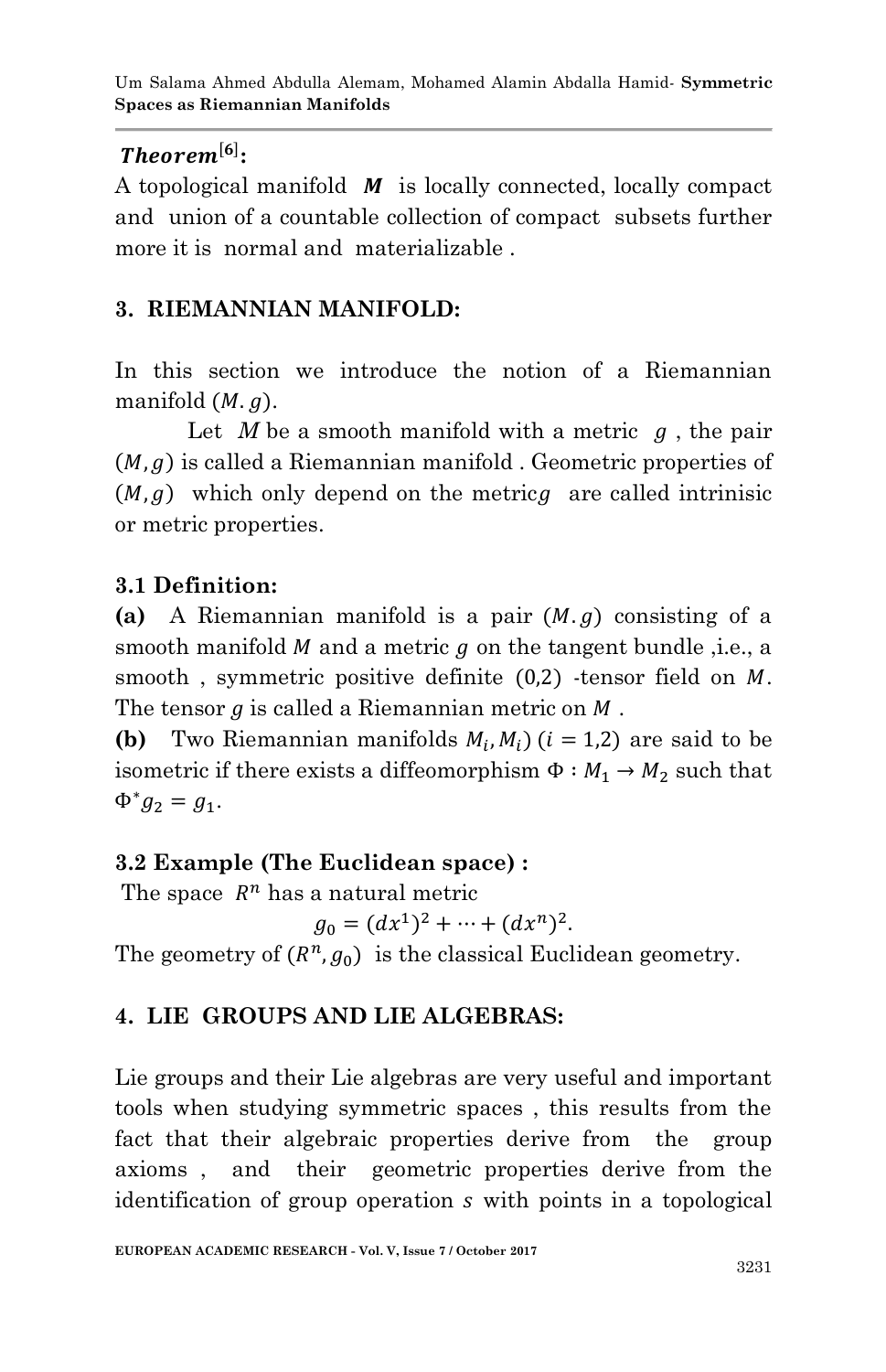***Theorem*[6]:**

A topological manifold $\boldsymbol{M}$ is locally connected, locally compact and union of a countable collection of compact subsets further more it is normal and materializable .

## 3. RIEMANNIAN MANIFOLD:

In this section we introduce the notion of a Riemannian manifold $(M.g)$.

Let $M$ be a smooth manifold with a metric $g$ , the pair $(M,g)$ is called a Riemannian manifold . Geometric properties of $(M,g)$ which only depend on the metric$g$ are called intrinisic or metric properties.

### 3.1 Definition:

**(a)** A Riemannian manifold is a pair $(M.g)$ consisting of a smooth manifold $M$ and a metric $g$ on the tangent bundle ,i.e., a smooth , symmetric positive definite $(0,2)$ -tensor field on $M$. The tensor $g$ is called a Riemannian metric on $M$ .

**(b)** Two Riemannian manifolds $M_i, M_i)$ $(i = 1,2)$ are said to be isometric if there exists a diffeomorphism $\Phi : M_1 \rightarrow M_2$ such that $\Phi^* g_2 = g_1$.

### 3.2 Example (The Euclidean space) :

The space $R^n$ has a natural metric

$$g_0 = (dx^1)^2 + \cdots + (dx^n)^2.$$

The geometry of $(R^n, g_0)$ is the classical Euclidean geometry.

## 4. LIE GROUPS AND LIE ALGEBRAS:

Lie groups and their Lie algebras are very useful and important tools when studying symmetric spaces , this results from the fact that their algebraic properties derive from the group axioms , and their geometric properties derive from the identification of group operation $s$ with points in a topological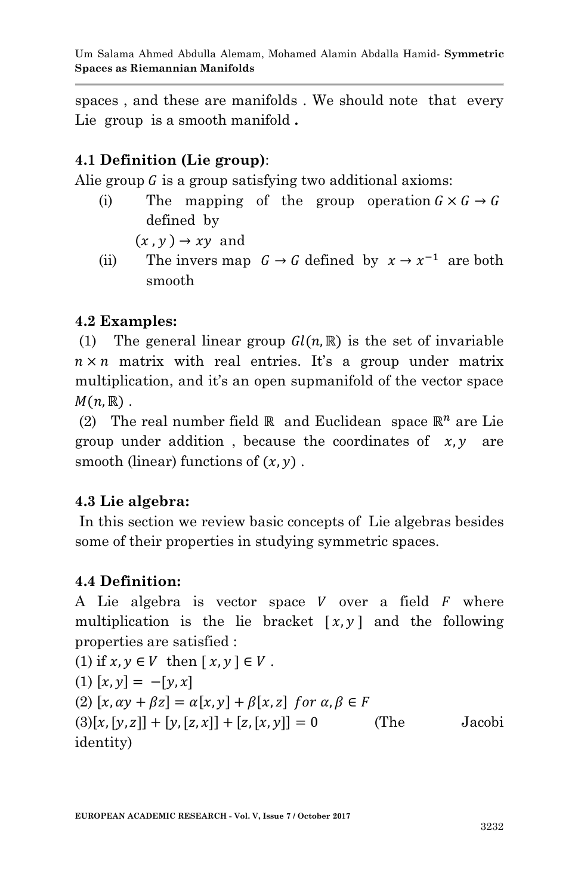spaces , and these are manifolds . We should note that every Lie group is a smooth manifold **.**

### 4.1 Definition (Lie group):

Alie group $G$ is a group satisfying two additional axioms:

(i) The mapping of the group operation $G \times G \to G$ defined by $(x, y) \to xy$ and

(ii) The invers map $G \to G$ defined by $x \to x^{-1}$ are both smooth

### 4.2 Examples:

(1) The general linear group $Gl(n, \mathbb{R})$ is the set of invariable $n \times n$ matrix with real entries. It's a group under matrix multiplication, and it's an open supmanifold of the vector space $M(n, \mathbb{R})$ .

(2) The real number field $\mathbb{R}$ and Euclidean space $\mathbb{R}^n$ are Lie group under addition , because the coordinates of $x, y$ are smooth (linear) functions of $(x, y)$ .

### 4.3 Lie algebra:

In this section we review basic concepts of Lie algebras besides some of their properties in studying symmetric spaces.

### 4.4 Definition:

A Lie algebra is vector space $V$ over a field $F$ where multiplication is the lie bracket $[x, y]$ and the following properties are satisfied :

(1) if $x, y \in V$ then $[x, y] \in V$ .

(1) $[x, y] = -[y, x]$

(2) $[x, \alpha y + \beta z] = \alpha[x, y] + \beta[x, z] \;\; for\ \alpha, \beta \in F$

(3) $[x,[y,z]] + [y,[z,x]] + [z,[x,y]] = 0$ (The Jacobi identity)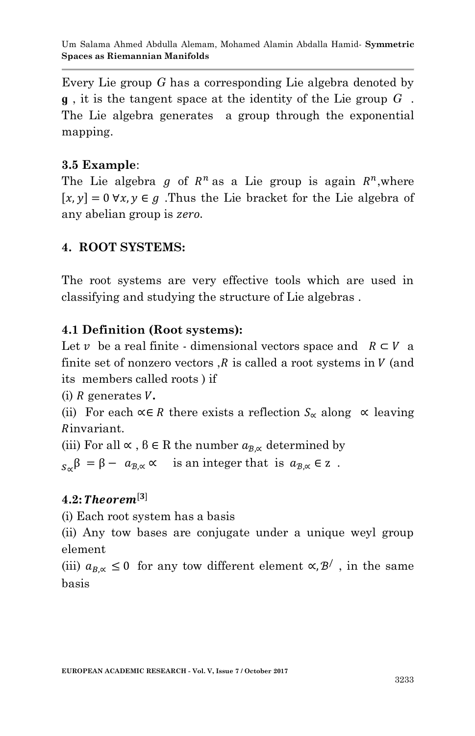Every Lie group $G$ has a corresponding Lie algebra denoted by $\mathbf{g}$ , it is the tangent space at the identity of the Lie group $G$ . The Lie algebra generates a group through the exponential mapping.

**3.5 Example**:

The Lie algebra $g$ of $R^n$ as a Lie group is again $R^n$,where $[x, y] = 0 \; \forall x, y \in g$ .Thus the Lie bracket for the Lie algebra of any abelian group is *zero*.

## 4. ROOT SYSTEMS:

The root systems are very effective tools which are used in classifying and studying the structure of Lie algebras .

**4.1 Definition (Root systems):**

Let $v$ be a real finite - dimensional vectors space and $R \subset V$ a finite set of nonzero vectors ,$R$ is called a root systems in $V$ (and its members called roots ) if

(i) $R$ generates $V$**.**

(ii) For each $\propto \in R$ there exists a reflection $S_\propto$ along $\propto$ leaving $R$invariant.

(iii) For all $\propto$ , β ∈ R the number $a_{\mathcal{B},\propto}$ determined by

${}_{S_\propto}\beta = \beta - a_{\mathcal{B},\propto} \propto$ is an integer that is $a_{\mathcal{B},\propto} \in$ z .

**4.2: *Theorem*[3]**

(i) Each root system has a basis

(ii) Any tow bases are conjugate under a unique weyl group element

(iii) $a_{B,\propto} \leq 0$ for any tow different element $\propto, \mathcal{B}^/$ , in the same basis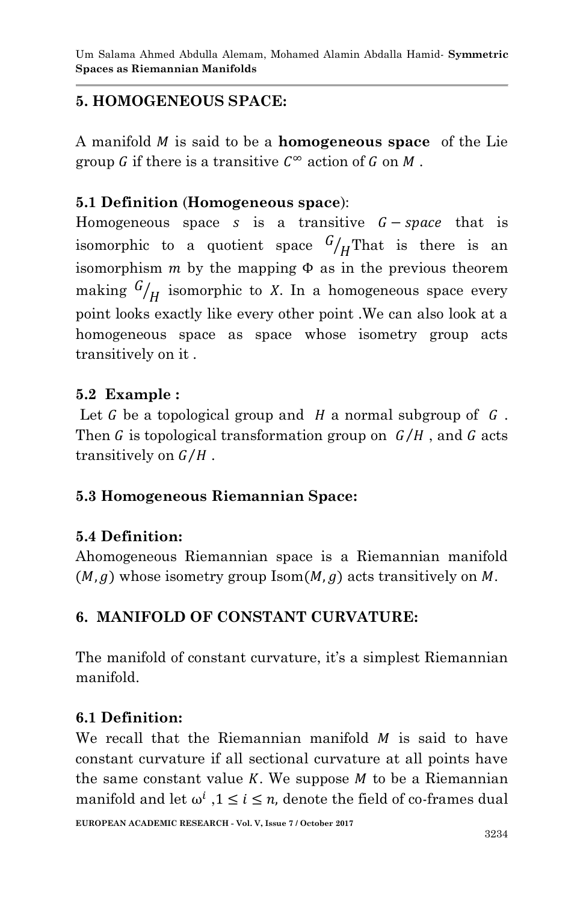## 5. HOMOGENEOUS SPACE:

A manifold $M$ is said to be a **homogeneous space** of the Lie group $G$ if there is a transitive $C^{\infty}$ action of $G$ on $M$ .

### 5.1 Definition (Homogeneous space):

Homogeneous space $s$ is a transitive $G-space$ that is isomorphic to a quotient space $G/_{H}$ That is there is an isomorphism $m$ by the mapping $\Phi$ as in the previous theorem making $G/_{H}$ isomorphic to $X$. In a homogeneous space every point looks exactly like every other point .We can also look at a homogeneous space as space whose isometry group acts transitively on it .

### 5.2 Example :

Let $G$ be a topological group and $H$ a normal subgroup of $G$ . Then $G$ is topological transformation group on $G/H$ , and $G$ acts transitively on $G/H$ .

### 5.3 Homogeneous Riemannian Space:

### 5.4 Definition:

Ahomogeneous Riemannian space is a Riemannian manifold $(M, g)$ whose isometry group $\mathrm{Isom}(M, g)$ acts transitively on $M$.

## 6. MANIFOLD OF CONSTANT CURVATURE:

The manifold of constant curvature, it's a simplest Riemannian manifold.

### 6.1 Definition:

We recall that the Riemannian manifold $M$ is said to have constant curvature if all sectional curvature at all points have the same constant value $K$. We suppose $M$ to be a Riemannian manifold and let $\omega^{i}$ ,$1 \leq i \leq n$, denote the field of co-frames dual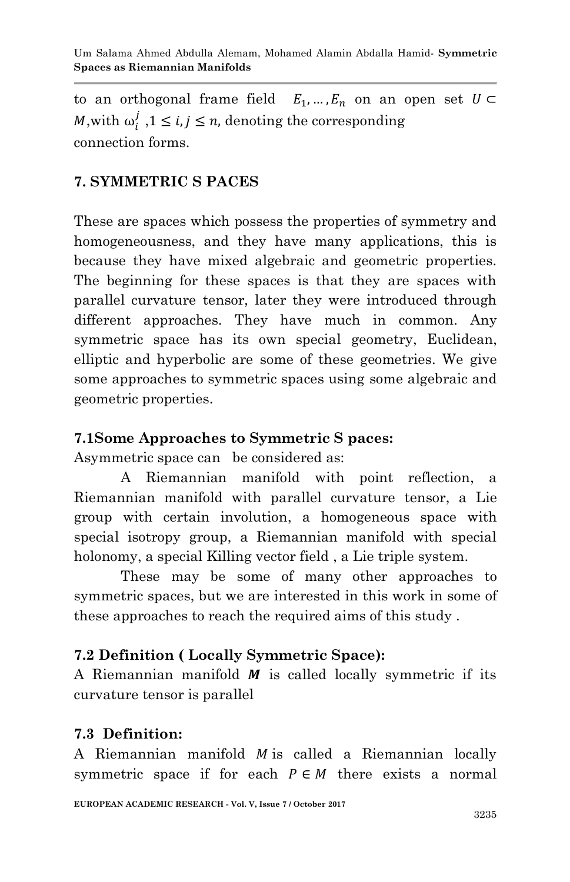to an orthogonal frame field $E_1, \ldots, E_n$ on an open set $U \subset M$, with $\omega_i^j$, $1 \leq i, j \leq n$, denoting the corresponding connection forms.

## 7. SYMMETRIC S PACES

These are spaces which possess the properties of symmetry and homogeneousness, and they have many applications, this is because they have mixed algebraic and geometric properties. The beginning for these spaces is that they are spaces with parallel curvature tensor, later they were introduced through different approaches. They have much in common. Any symmetric space has its own special geometry, Euclidean, elliptic and hyperbolic are some of these geometries. We give some approaches to symmetric spaces using some algebraic and geometric properties.

### 7.1Some Approaches to Symmetric S paces:

Asymmetric space can be considered as:

A Riemannian manifold with point reflection, a Riemannian manifold with parallel curvature tensor, a Lie group with certain involution, a homogeneous space with special isotropy group, a Riemannian manifold with special holonomy, a special Killing vector field , a Lie triple system.

These may be some of many other approaches to symmetric spaces, but we are interested in this work in some of these approaches to reach the required aims of this study .

### 7.2 Definition ( Locally Symmetric Space):

A Riemannian manifold $\boldsymbol{M}$ is called locally symmetric if its curvature tensor is parallel

### 7.3 Definition:

A Riemannian manifold $M$ is called a Riemannian locally symmetric space if for each $P \in M$ there exists a normal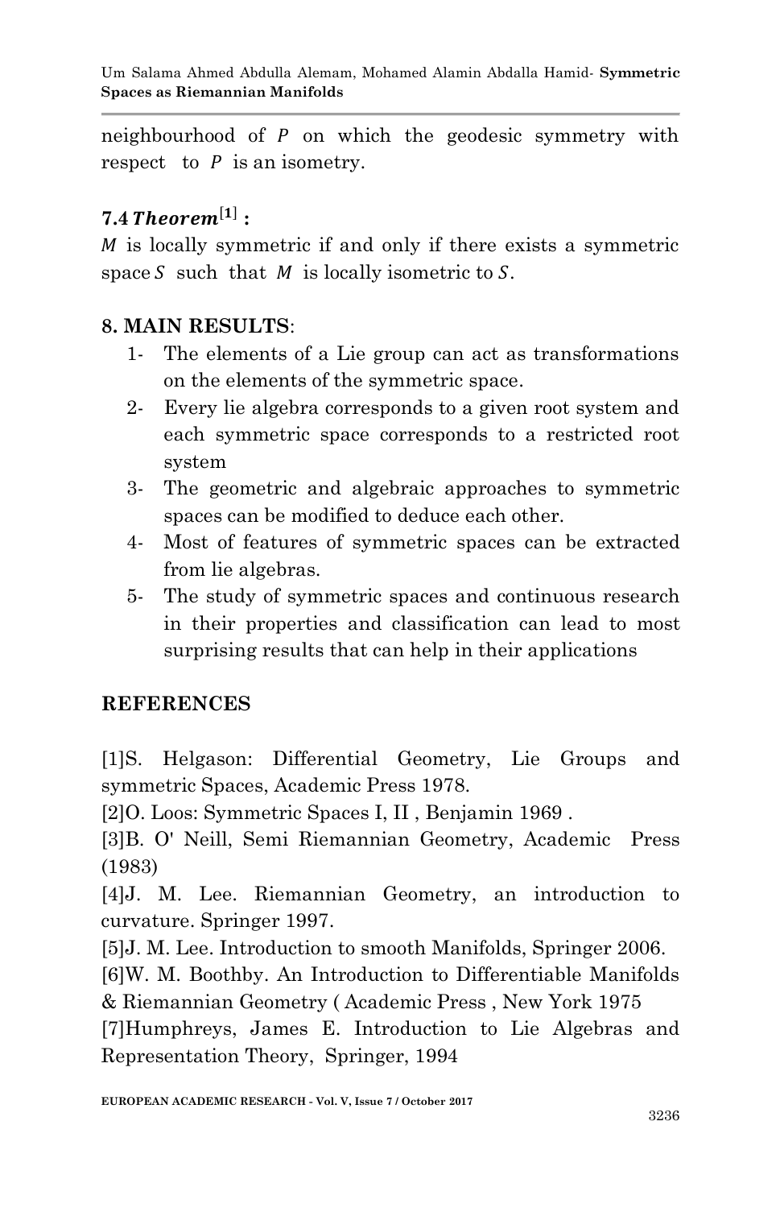neighbourhood of $P$ on which the geodesic symmetry with respect to $P$ is an isometry.

### 7.4 *Theorem*[1] :

$M$ is locally symmetric if and only if there exists a symmetric space $S$ such that $M$ is locally isometric to $S$.

## 8. MAIN RESULTS:

1- The elements of a Lie group can act as transformations on the elements of the symmetric space.

2- Every lie algebra corresponds to a given root system and each symmetric space corresponds to a restricted root system

3- The geometric and algebraic approaches to symmetric spaces can be modified to deduce each other.

4- Most of features of symmetric spaces can be extracted from lie algebras.

5- The study of symmetric spaces and continuous research in their properties and classification can lead to most surprising results that can help in their applications

## REFERENCES

[1]S. Helgason: Differential Geometry, Lie Groups and symmetric Spaces, Academic Press 1978.

[2]O. Loos: Symmetric Spaces I, II , Benjamin 1969 .

[3]B. O' Neill, Semi Riemannian Geometry, Academic Press (1983)

[4]J. M. Lee. Riemannian Geometry, an introduction to curvature. Springer 1997.

[5]J. M. Lee. Introduction to smooth Manifolds, Springer 2006.

[6]W. M. Boothby. An Introduction to Differentiable Manifolds & Riemannian Geometry ( Academic Press , New York 1975

[7]Humphreys, James E. Introduction to Lie Algebras and Representation Theory, Springer, 1994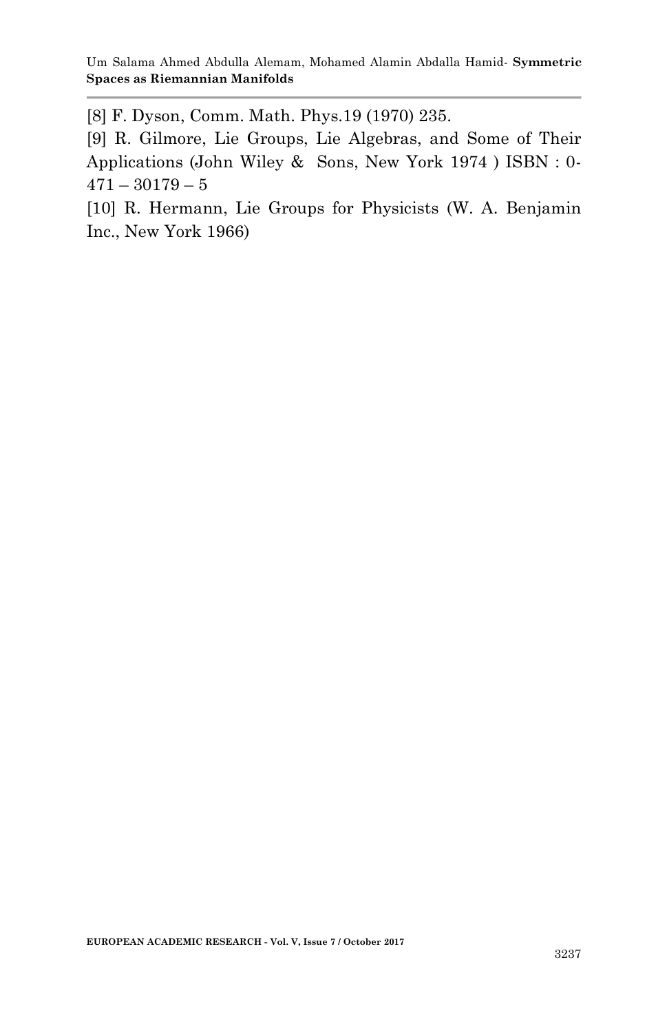[8] F. Dyson, Comm. Math. Phys.19 (1970) 235.

[9] R. Gilmore, Lie Groups, Lie Algebras, and Some of Their Applications (John Wiley & Sons, New York 1974 ) ISBN : 0-471 – 30179 – 5

[10] R. Hermann, Lie Groups for Physicists (W. A. Benjamin Inc., New York 1966)